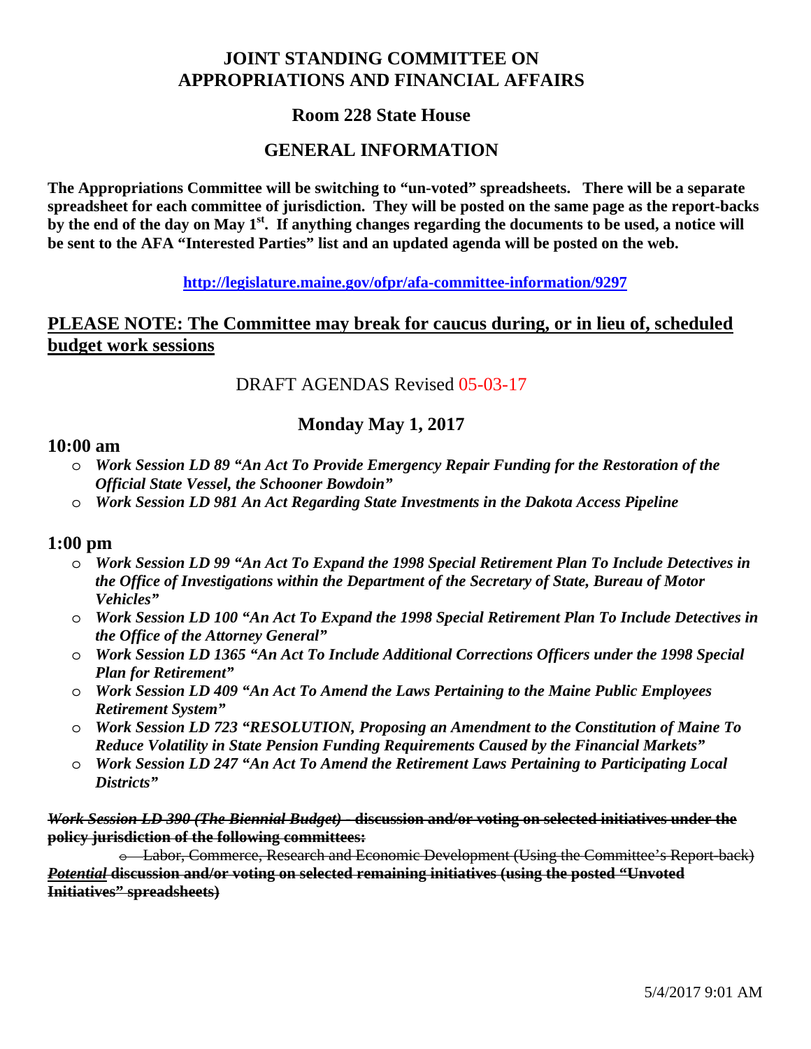# JOINT STANDING COMMITTEE ON APPROPRIATIONS AND FINANCIAL AFFAIRS

## Room 228 State House

## GENERAL INFORMATION

**The Appropriations Committee will be switching to "un-voted" spreadsheets. There will be a separate spreadsheet for each committee of jurisdiction. They will be posted on the same page as the report-backs by the end of the day on May 1st. If anything changes regarding the documents to be used, a notice will be sent to the AFA "Interested Parties" list and an updated agenda will be posted on the web.**

**http://legislature.maine.gov/ofpr/afa-committee-information/9297**

## PLEASE NOTE: The Committee may break for caucus during, or in lieu of, scheduled budget work sessions

DRAFT AGENDAS Revised 05-03-17

## Monday May 1, 2017

### 10:00 am

- ***Work Session LD 89 "An Act To Provide Emergency Repair Funding for the Restoration of the Official State Vessel, the Schooner Bowdoin"***
- ***Work Session LD 981 An Act Regarding State Investments in the Dakota Access Pipeline***

### 1:00 pm

- ***Work Session LD 99 "An Act To Expand the 1998 Special Retirement Plan To Include Detectives in the Office of Investigations within the Department of the Secretary of State, Bureau of Motor Vehicles"***
- ***Work Session LD 100 "An Act To Expand the 1998 Special Retirement Plan To Include Detectives in the Office of the Attorney General"***
- ***Work Session LD 1365 "An Act To Include Additional Corrections Officers under the 1998 Special Plan for Retirement"***
- ***Work Session LD 409 "An Act To Amend the Laws Pertaining to the Maine Public Employees Retirement System"***
- ***Work Session LD 723 "RESOLUTION, Proposing an Amendment to the Constitution of Maine To Reduce Volatility in State Pension Funding Requirements Caused by the Financial Markets"***
- ***Work Session LD 247 "An Act To Amend the Retirement Laws Pertaining to Participating Local Districts"***

~~***Work Session LD 390 (The Biennial Budget)*** **- discussion and/or voting on selected initiatives under the policy jurisdiction of the following committees:**~~

- ~~Labor, Commerce, Research and Economic Development (Using the Committee's Report-back)~~

~~***Potential*** **discussion and/or voting on selected remaining initiatives (using the posted "Unvoted Initiatives" spreadsheets)**~~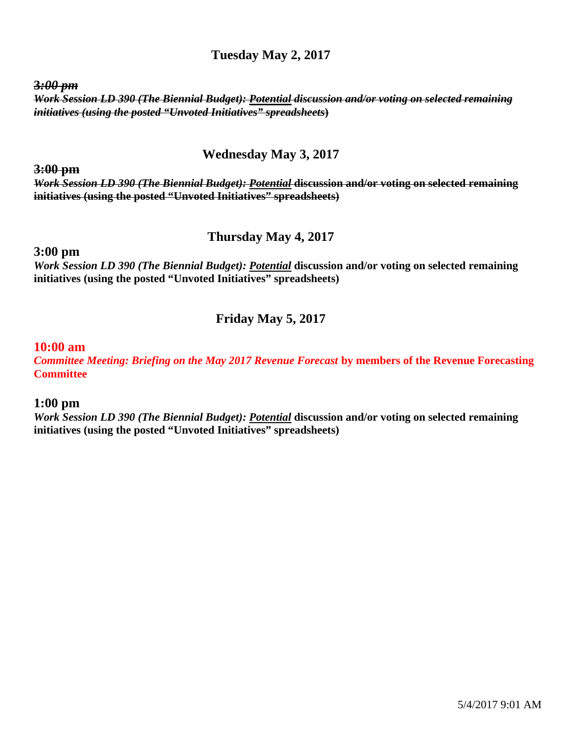## Tuesday May 2, 2017

~~***3:00 pm***~~

~~***Work Session LD 390 (The Biennial Budget): Potential discussion and/or voting on selected remaining initiatives (using the posted "Unvoted Initiatives" spreadsheets)***~~

## Wednesday May 3, 2017

~~**3:00 pm**~~

~~***Work Session LD 390 (The Biennial Budget): Potential* discussion and/or voting on selected remaining initiatives (using the posted "Unvoted Initiatives" spreadsheets)**~~

## Thursday May 4, 2017

**3:00 pm**

***Work Session LD 390 (The Biennial Budget): Potential* discussion and/or voting on selected remaining initiatives (using the posted "Unvoted Initiatives" spreadsheets)**

## Friday May 5, 2017

**10:00 am**

***Committee Meeting: Briefing on the May 2017 Revenue Forecast* by members of the Revenue Forecasting Committee**

**1:00 pm**

***Work Session LD 390 (The Biennial Budget): Potential* discussion and/or voting on selected remaining initiatives (using the posted "Unvoted Initiatives" spreadsheets)**

5/4/2017 9:01 AM